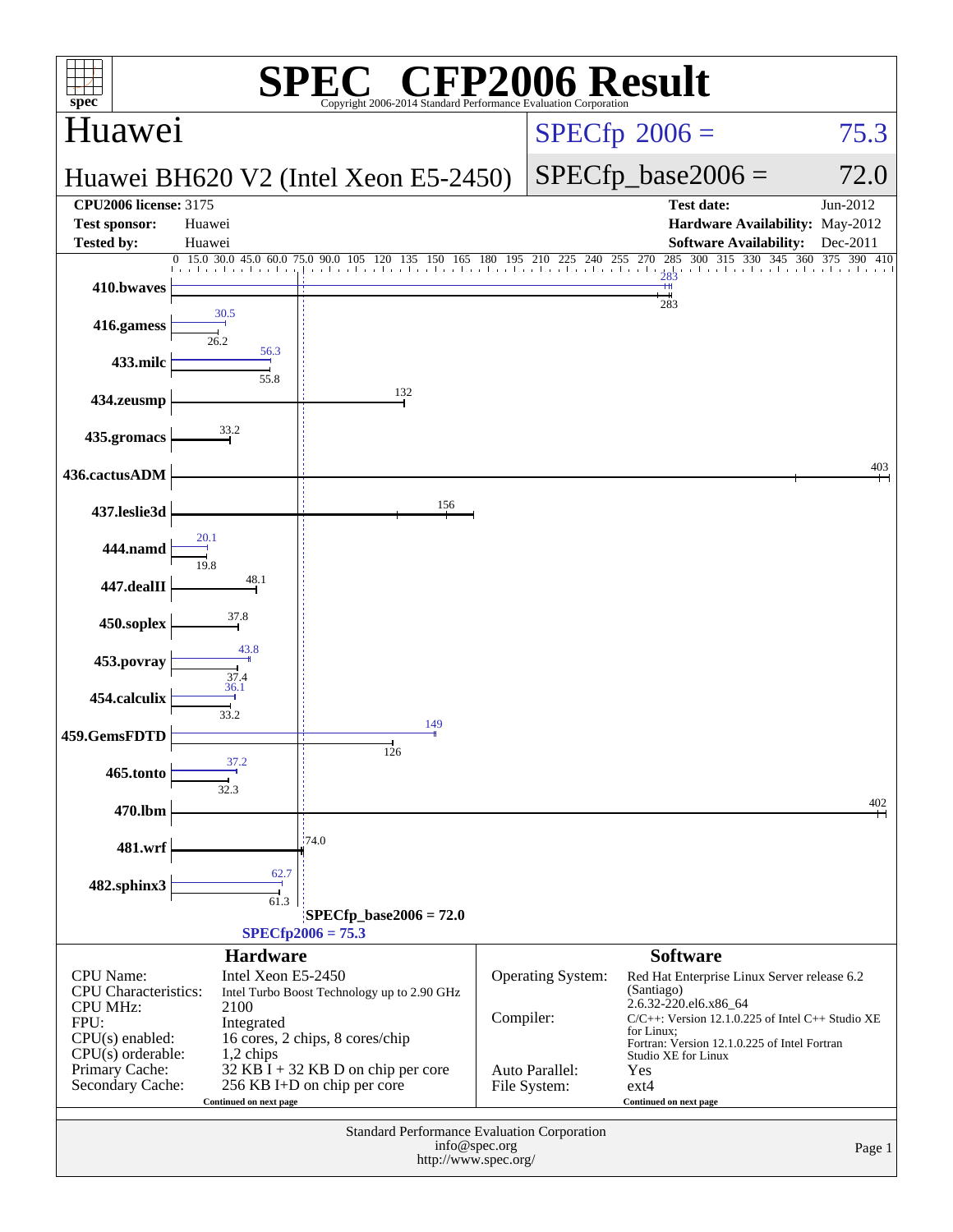# SPEC CFP2006 Result

Copyright 2006-2014 Standard Performance Evaluation Corporation

## Huawei

Huawei BH620 V2 (Intel Xeon E5-2450)

SPECfp 2006 = 75.3

SPECfp_base2006 = 72.0

| | | | |
|---|---|---|---|
| **CPU2006 license:** 3175 | | **Test date:** | Jun-2012 |
| **Test sponsor:** | Huawei | **Hardware Availability:** | May-2012 |
| **Tested by:** | Huawei | **Software Availability:** | Dec-2011 |

0 15.0 30.0 45.0 60.0 75.0 90.0 105 120 135 150 165 180 195 210 225 240 255 270 285 300 315 330 345 360 375 390 410

410.bwaves 283 283
416.gamess 30.5 26.2
433.milc 56.3 55.8
434.zeusmp 132
435.gromacs 33.2
436.cactusADM 403
437.leslie3d 156
444.namd 20.1 19.8
447.dealII 48.1
450.soplex 37.8
453.povray 43.8 37.4
454.calculix 36.1 33.2
459.GemsFDTD 149 126
465.tonto 37.2 32.3
470.lbm 402
481.wrf 74.0
482.sphinx3 62.7 61.3

SPECfp_base2006 = 72.0
SPECfp2006 = 75.3

### Hardware

| | |
|---|---|
| CPU Name: | Intel Xeon E5-2450 |
| CPU Characteristics: | Intel Turbo Boost Technology up to 2.90 GHz |
| CPU MHz: | 2100 |
| FPU: | Integrated |
| CPU(s) enabled: | 16 cores, 2 chips, 8 cores/chip |
| CPU(s) orderable: | 1,2 chips |
| Primary Cache: | 32 KB I + 32 KB D on chip per core |
| Secondary Cache: | 256 KB I+D on chip per core |

Continued on next page

### Software

| | |
|---|---|
| Operating System: | Red Hat Enterprise Linux Server release 6.2 (Santiago) 2.6.32-220.el6.x86_64 |
| Compiler: | C/C++: Version 12.1.0.225 of Intel C++ Studio XE for Linux; Fortran: Version 12.1.0.225 of Intel Fortran Studio XE for Linux |
| Auto Parallel: | Yes |
| File System: | ext4 |

Continued on next page

Standard Performance Evaluation Corporation
info@spec.org
http://www.spec.org/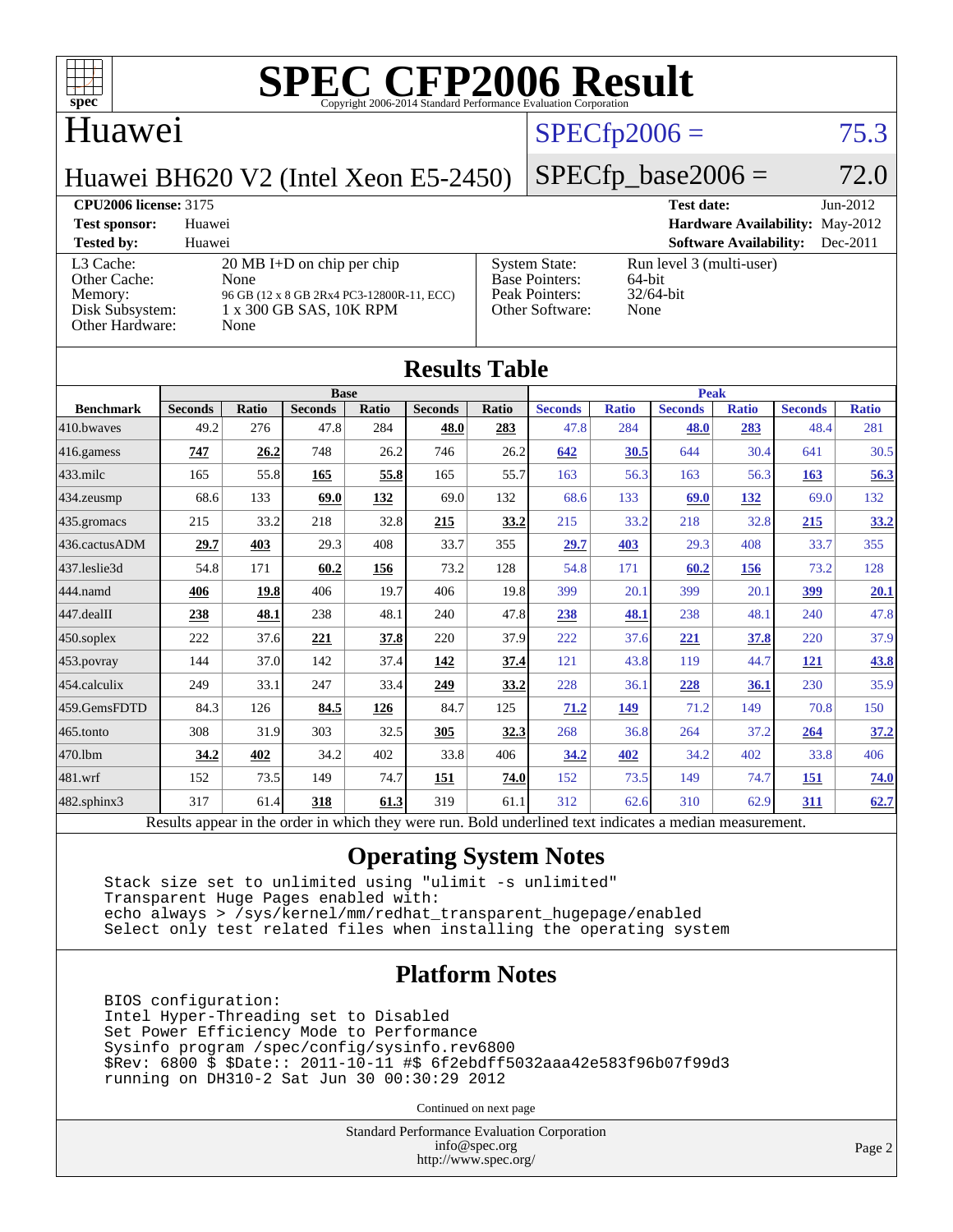# SPEC CFP2006 Result

Copyright 2006-2014 Standard Performance Evaluation Corporation

## Huawei

**Huawei BH620 V2 (Intel Xeon E5-2450)**

SPECfp2006 = 75.3

SPECfp_base2006 = 72.0

| | | | |
|---|---|---|---|
| **CPU2006 license:** 3175 | | **Test date:** | Jun-2012 |
| **Test sponsor:** | Huawei | **Hardware Availability:** | May-2012 |
| **Tested by:** | Huawei | **Software Availability:** | Dec-2011 |

| | | | |
|---|---|---|---|
| L3 Cache: | 20 MB I+D on chip per chip | System State: | Run level 3 (multi-user) |
| Other Cache: | None | Base Pointers: | 64-bit |
| Memory: | 96 GB (12 x 8 GB 2Rx4 PC3-12800R-11, ECC) | Peak Pointers: | 32/64-bit |
| Disk Subsystem: | 1 x 300 GB SAS, 10K RPM | Other Software: | None |
| Other Hardware: | None | | |

## Results Table

| | Base | | | | | | Peak | | | | | |
|---|---|---|---|---|---|---|---|---|---|---|---|---|
| **Benchmark** | **Seconds** | **Ratio** | **Seconds** | **Ratio** | **Seconds** | **Ratio** | **Seconds** | **Ratio** | **Seconds** | **Ratio** | **Seconds** | **Ratio** |
| 410.bwaves | 49.2 | 276 | 47.8 | 284 | **48.0** | **283** | 47.8 | 284 | **48.0** | **283** | 48.4 | 281 |
| 416.gamess | **747** | **26.2** | 748 | 26.2 | 746 | 26.2 | **642** | **30.5** | 644 | 30.4 | 641 | 30.5 |
| 433.milc | 165 | 55.8 | **165** | **55.8** | 165 | 55.7 | 163 | 56.3 | 163 | 56.3 | **163** | **56.3** |
| 434.zeusmp | 68.6 | 133 | **69.0** | **132** | 69.0 | 132 | 68.6 | 133 | **69.0** | **132** | 69.0 | 132 |
| 435.gromacs | 215 | 33.2 | 218 | 32.8 | **215** | **33.2** | 215 | 33.2 | 218 | 32.8 | **215** | **33.2** |
| 436.cactusADM | **29.7** | **403** | 29.3 | 408 | 33.7 | 355 | **29.7** | **403** | 29.3 | 408 | 33.7 | 355 |
| 437.leslie3d | 54.8 | 171 | **60.2** | **156** | 73.2 | 128 | 54.8 | 171 | **60.2** | **156** | 73.2 | 128 |
| 444.namd | **406** | **19.8** | 406 | 19.7 | 406 | 19.8 | 399 | 20.1 | 399 | 20.1 | **399** | **20.1** |
| 447.dealII | **238** | **48.1** | 238 | 48.1 | 240 | 47.8 | **238** | **48.1** | 238 | 48.1 | 240 | 47.8 |
| 450.soplex | 222 | 37.6 | **221** | **37.8** | 220 | 37.9 | 222 | 37.6 | **221** | **37.8** | 220 | 37.9 |
| 453.povray | 144 | 37.0 | 142 | 37.4 | **142** | **37.4** | 121 | 43.8 | 119 | 44.7 | **121** | **43.8** |
| 454.calculix | 249 | 33.1 | 247 | 33.4 | **249** | **33.2** | 228 | 36.1 | **228** | **36.1** | 230 | 35.9 |
| 459.GemsFDTD | 84.3 | 126 | **84.5** | **126** | 84.7 | 125 | **71.2** | **149** | 71.2 | 149 | 70.8 | 150 |
| 465.tonto | 308 | 31.9 | 303 | 32.5 | **305** | **32.3** | 268 | 36.8 | 264 | 37.2 | **264** | **37.2** |
| 470.lbm | **34.2** | **402** | 34.2 | 402 | 33.8 | 406 | **34.2** | **402** | 34.2 | 402 | 33.8 | 406 |
| 481.wrf | 152 | 73.5 | 149 | 74.7 | **151** | **74.0** | 152 | 73.5 | 149 | 74.7 | **151** | **74.0** |
| 482.sphinx3 | 317 | 61.4 | **318** | **61.3** | 319 | 61.1 | 312 | 62.6 | 310 | 62.9 | **311** | **62.7** |

Results appear in the order in which they were run. Bold underlined text indicates a median measurement.

## Operating System Notes

```
Stack size set to unlimited using "ulimit -s unlimited"
Transparent Huge Pages enabled with:
echo always > /sys/kernel/mm/redhat_transparent_hugepage/enabled
Select only test related files when installing the operating system
```

## Platform Notes

```
BIOS configuration:
Intel Hyper-Threading set to Disabled
Set Power Efficiency Mode to Performance
Sysinfo program /spec/config/sysinfo.rev6800
$Rev: 6800 $ $Date:: 2011-10-11 #$ 6f2ebdff5032aaa42e583f96b07f99d3
running on DH310-2 Sat Jun 30 00:30:29 2012
```

Continued on next page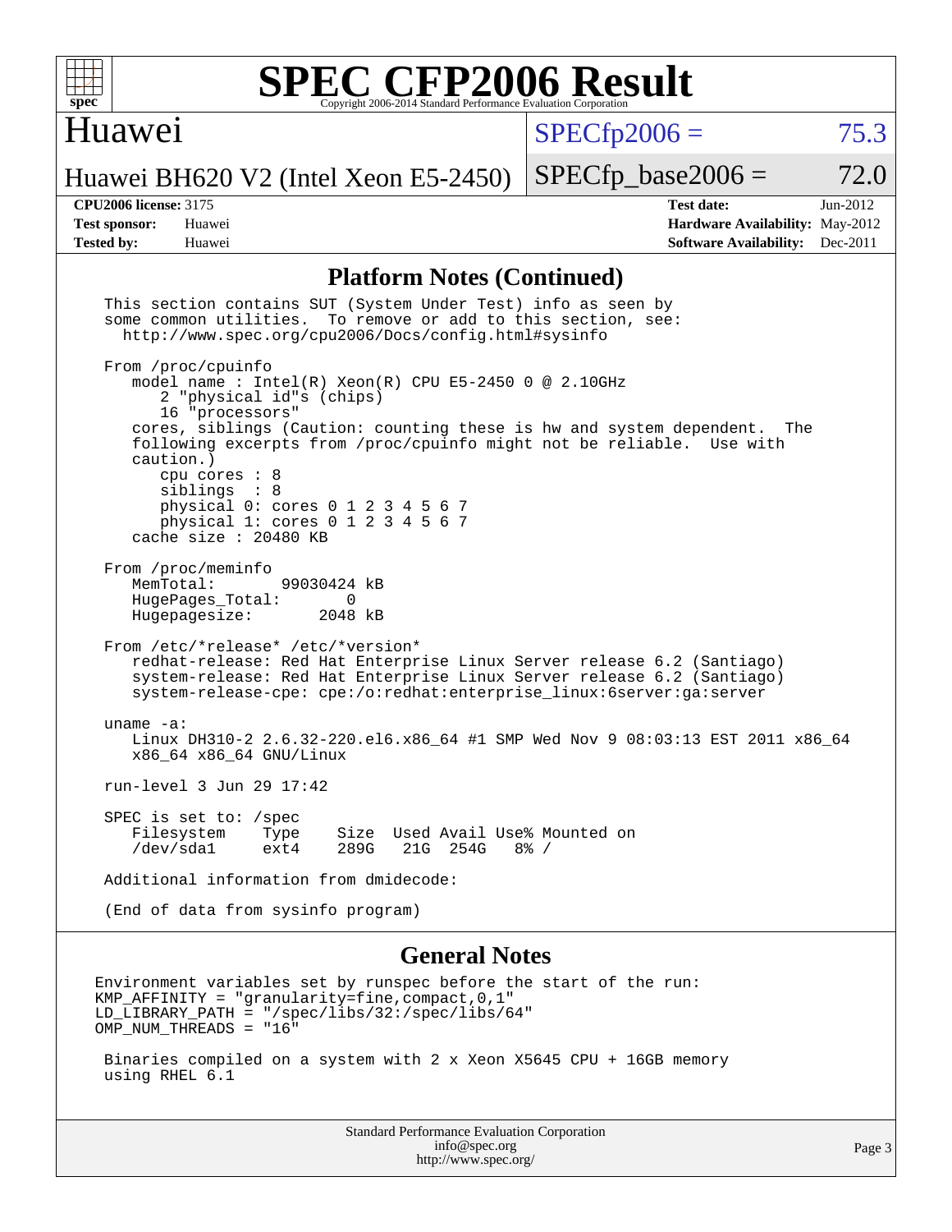# SPEC CFP2006 Result

Copyright 2006-2014 Standard Performance Evaluation Corporation

## Huawei

Huawei BH620 V2 (Intel Xeon E5-2450)

SPECfp2006 = 75.3

SPECfp_base2006 = 72.0

| | | | |
|---|---|---|---|
| **CPU2006 license:** 3175 | | **Test date:** | Jun-2012 |
| **Test sponsor:** | Huawei | **Hardware Availability:** | May-2012 |
| **Tested by:** | Huawei | **Software Availability:** | Dec-2011 |

## Platform Notes (Continued)

```
This section contains SUT (System Under Test) info as seen by
some common utilities.  To remove or add to this section, see:
  http://www.spec.org/cpu2006/Docs/config.html#sysinfo

From /proc/cpuinfo
   model name : Intel(R) Xeon(R) CPU E5-2450 0 @ 2.10GHz
      2 "physical id"s (chips)
      16 "processors"
   cores, siblings (Caution: counting these is hw and system dependent.  The
   following excerpts from /proc/cpuinfo might not be reliable.  Use with
   caution.)
      cpu cores : 8
      siblings  : 8
      physical 0: cores 0 1 2 3 4 5 6 7
      physical 1: cores 0 1 2 3 4 5 6 7
   cache size : 20480 KB

From /proc/meminfo
   MemTotal:       99030424 kB
   HugePages_Total:       0
   Hugepagesize:       2048 kB

From /etc/*release* /etc/*version*
   redhat-release: Red Hat Enterprise Linux Server release 6.2 (Santiago)
   system-release: Red Hat Enterprise Linux Server release 6.2 (Santiago)
   system-release-cpe: cpe:/o:redhat:enterprise_linux:6server:ga:server

uname -a:
   Linux DH310-2 2.6.32-220.el6.x86_64 #1 SMP Wed Nov 9 08:03:13 EST 2011 x86_64
   x86_64 x86_64 GNU/Linux

run-level 3 Jun 29 17:42

SPEC is set to: /spec
   Filesystem    Type    Size  Used Avail Use% Mounted on
   /dev/sda1     ext4    289G   21G  254G   8% /

Additional information from dmidecode:

(End of data from sysinfo program)
```

## General Notes

```
Environment variables set by runspec before the start of the run:
KMP_AFFINITY = "granularity=fine,compact,0,1"
LD_LIBRARY_PATH = "/spec/libs/32:/spec/libs/64"
OMP_NUM_THREADS = "16"

 Binaries compiled on a system with 2 x Xeon X5645 CPU + 16GB memory
 using RHEL 6.1
```

Standard Performance Evaluation Corporation
info@spec.org
http://www.spec.org/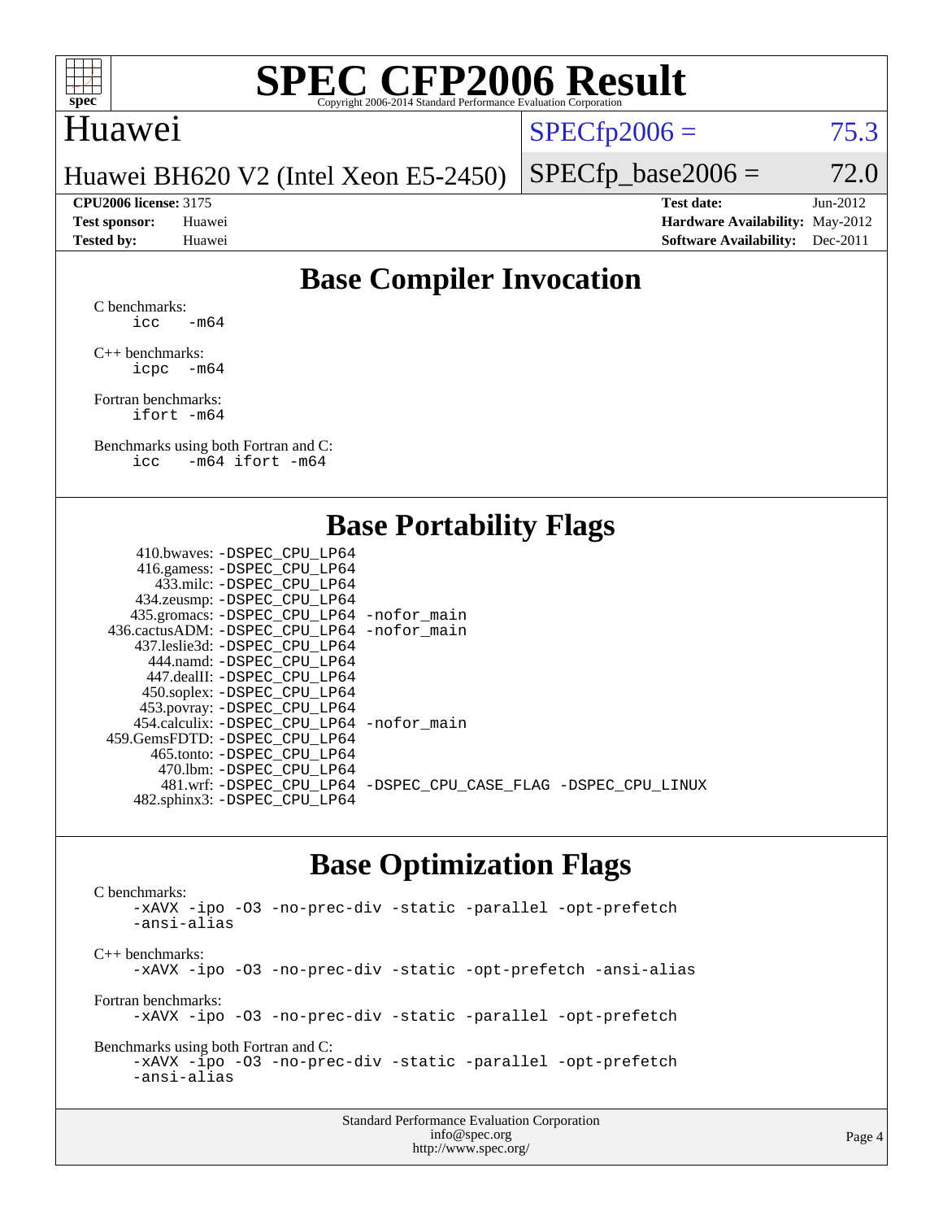# SPEC CFP2006 Result

Copyright 2006-2014 Standard Performance Evaluation Corporation

## Huawei

Huawei BH620 V2 (Intel Xeon E5-2450)

SPECfp2006 = 75.3

SPECfp_base2006 = 72.0

**CPU2006 license:** 3175
**Test sponsor:** Huawei
**Tested by:** Huawei

**Test date:** Jun-2012
**Hardware Availability:** May-2012
**Software Availability:** Dec-2011

## Base Compiler Invocation

C benchmarks:
```
icc   -m64
```

C++ benchmarks:
```
icpc  -m64
```

Fortran benchmarks:
```
ifort -m64
```

Benchmarks using both Fortran and C:
```
icc   -m64 ifort -m64
```

## Base Portability Flags

```
  410.bwaves: -DSPEC_CPU_LP64
  416.gamess: -DSPEC_CPU_LP64
    433.milc: -DSPEC_CPU_LP64
  434.zeusmp: -DSPEC_CPU_LP64
 435.gromacs: -DSPEC_CPU_LP64 -nofor_main
436.cactusADM: -DSPEC_CPU_LP64 -nofor_main
 437.leslie3d: -DSPEC_CPU_LP64
    444.namd: -DSPEC_CPU_LP64
  447.dealII: -DSPEC_CPU_LP64
  450.soplex: -DSPEC_CPU_LP64
  453.povray: -DSPEC_CPU_LP64
 454.calculix: -DSPEC_CPU_LP64 -nofor_main
459.GemsFDTD: -DSPEC_CPU_LP64
   465.tonto: -DSPEC_CPU_LP64
     470.lbm: -DSPEC_CPU_LP64
     481.wrf: -DSPEC_CPU_LP64 -DSPEC_CPU_CASE_FLAG -DSPEC_CPU_LINUX
  482.sphinx3: -DSPEC_CPU_LP64
```

## Base Optimization Flags

C benchmarks:
```
-xAVX -ipo -O3 -no-prec-div -static -parallel -opt-prefetch
-ansi-alias
```

C++ benchmarks:
```
-xAVX -ipo -O3 -no-prec-div -static -opt-prefetch -ansi-alias
```

Fortran benchmarks:
```
-xAVX -ipo -O3 -no-prec-div -static -parallel -opt-prefetch
```

Benchmarks using both Fortran and C:
```
-xAVX -ipo -O3 -no-prec-div -static -parallel -opt-prefetch
-ansi-alias
```

Standard Performance Evaluation Corporation
info@spec.org
http://www.spec.org/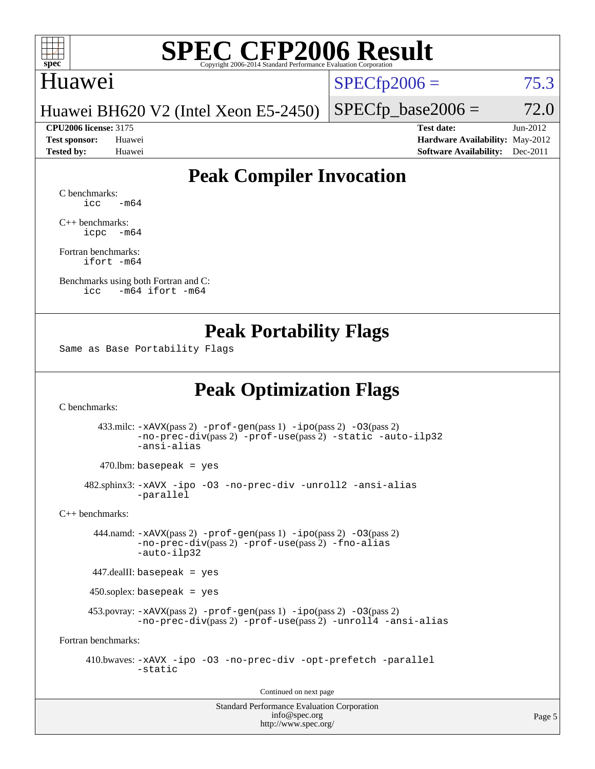# SPEC CFP2006 Result

Copyright 2006-2014 Standard Performance Evaluation Corporation

## Huawei

Huawei BH620 V2 (Intel Xeon E5-2450)

SPECfp2006 = 75.3

SPECfp_base2006 = 72.0

**CPU2006 license:** 3175
**Test sponsor:** Huawei
**Tested by:** Huawei

**Test date:** Jun-2012
**Hardware Availability:** May-2012
**Software Availability:** Dec-2011

## Peak Compiler Invocation

C benchmarks:
```
icc   -m64
```

C++ benchmarks:
```
icpc  -m64
```

Fortran benchmarks:
```
ifort -m64
```

Benchmarks using both Fortran and C:
```
icc   -m64 ifort -m64
```

## Peak Portability Flags

Same as Base Portability Flags

## Peak Optimization Flags

C benchmarks:

433.milc: -xAVX(pass 2) -prof-gen(pass 1) -ipo(pass 2) -O3(pass 2) -no-prec-div(pass 2) -prof-use(pass 2) -static -auto-ilp32 -ansi-alias

470.lbm: basepeak = yes

482.sphinx3: -xAVX -ipo -O3 -no-prec-div -unroll2 -ansi-alias -parallel

C++ benchmarks:

444.namd: -xAVX(pass 2) -prof-gen(pass 1) -ipo(pass 2) -O3(pass 2) -no-prec-div(pass 2) -prof-use(pass 2) -fno-alias -auto-ilp32

447.dealII: basepeak = yes

450.soplex: basepeak = yes

453.povray: -xAVX(pass 2) -prof-gen(pass 1) -ipo(pass 2) -O3(pass 2) -no-prec-div(pass 2) -prof-use(pass 2) -unroll4 -ansi-alias

Fortran benchmarks:

410.bwaves: -xAVX -ipo -O3 -no-prec-div -opt-prefetch -parallel -static

Continued on next page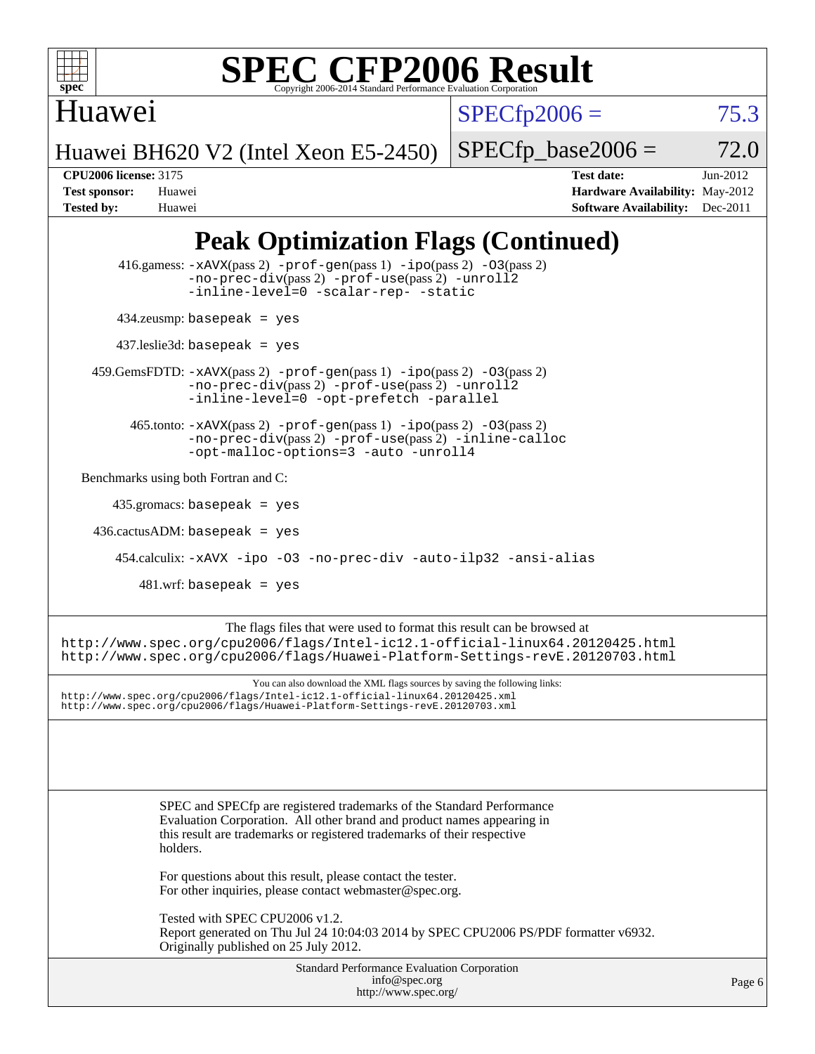## Peak Optimization Flags (Continued)

416.gamess: -xAVX(pass 2) -prof-gen(pass 1) -ipo(pass 2) -O3(pass 2) -no-prec-div(pass 2) -prof-use(pass 2) -unroll2 -inline-level=0 -scalar-rep- -static

434.zeusmp: basepeak = yes

437.leslie3d: basepeak = yes

459.GemsFDTD: -xAVX(pass 2) -prof-gen(pass 1) -ipo(pass 2) -O3(pass 2) -no-prec-div(pass 2) -prof-use(pass 2) -unroll2 -inline-level=0 -opt-prefetch -parallel

465.tonto: -xAVX(pass 2) -prof-gen(pass 1) -ipo(pass 2) -O3(pass 2) -no-prec-div(pass 2) -prof-use(pass 2) -inline-calloc -opt-malloc-options=3 -auto -unroll4

Benchmarks using both Fortran and C:

435.gromacs: basepeak = yes

436.cactusADM: basepeak = yes

454.calculix: -xAVX -ipo -O3 -no-prec-div -auto-ilp32 -ansi-alias

481.wrf: basepeak = yes

The flags files that were used to format this result can be browsed at
http://www.spec.org/cpu2006/flags/Intel-ic12.1-official-linux64.20120425.html
http://www.spec.org/cpu2006/flags/Huawei-Platform-Settings-revE.20120703.html

You can also download the XML flags sources by saving the following links:
http://www.spec.org/cpu2006/flags/Intel-ic12.1-official-linux64.20120425.xml
http://www.spec.org/cpu2006/flags/Huawei-Platform-Settings-revE.20120703.xml

SPEC and SPECfp are registered trademarks of the Standard Performance Evaluation Corporation. All other brand and product names appearing in this result are trademarks or registered trademarks of their respective holders.

For questions about this result, please contact the tester.
For other inquiries, please contact webmaster@spec.org.

Tested with SPEC CPU2006 v1.2.
Report generated on Thu Jul 24 10:04:03 2014 by SPEC CPU2006 PS/PDF formatter v6932.
Originally published on 25 July 2012.